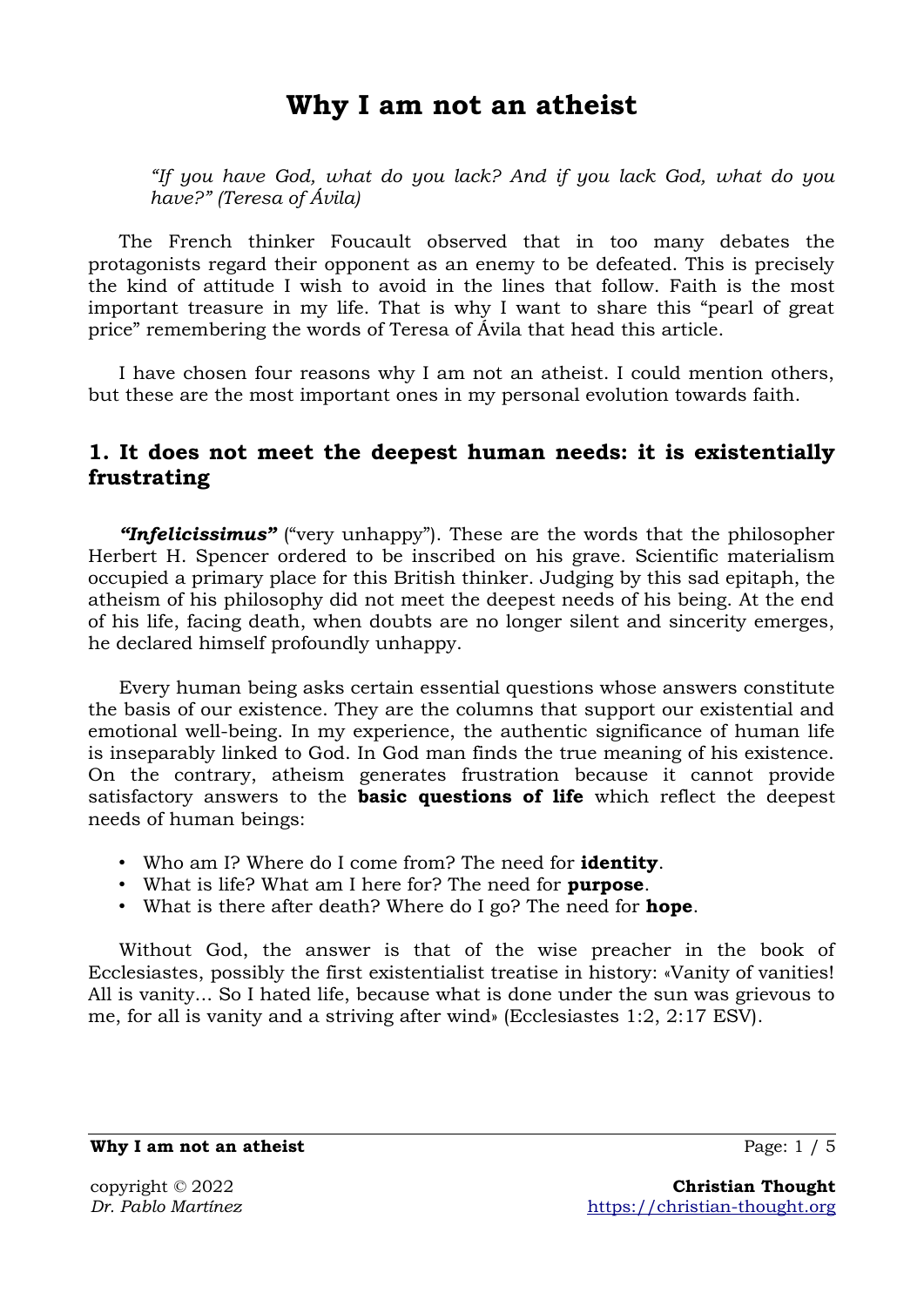# Why I am not an atheist

> *"If you have God, what do you lack? And if you lack God, what do you have?" (Teresa of Ávila)*

The French thinker Foucault observed that in too many debates the protagonists regard their opponent as an enemy to be defeated. This is precisely the kind of attitude I wish to avoid in the lines that follow. Faith is the most important treasure in my life. That is why I want to share this "pearl of great price" remembering the words of Teresa of Ávila that head this article.

I have chosen four reasons why I am not an atheist. I could mention others, but these are the most important ones in my personal evolution towards faith.

## 1. It does not meet the deepest human needs: it is existentially frustrating

***"Infelicissimus"*** ("very unhappy"). These are the words that the philosopher Herbert H. Spencer ordered to be inscribed on his grave. Scientific materialism occupied a primary place for this British thinker. Judging by this sad epitaph, the atheism of his philosophy did not meet the deepest needs of his being. At the end of his life, facing death, when doubts are no longer silent and sincerity emerges, he declared himself profoundly unhappy.

Every human being asks certain essential questions whose answers constitute the basis of our existence. They are the columns that support our existential and emotional well-being. In my experience, the authentic significance of human life is inseparably linked to God. In God man finds the true meaning of his existence. On the contrary, atheism generates frustration because it cannot provide satisfactory answers to the **basic questions of life** which reflect the deepest needs of human beings:

- Who am I? Where do I come from? The need for **identity**.
- What is life? What am I here for? The need for **purpose**.
- What is there after death? Where do I go? The need for **hope**.

Without God, the answer is that of the wise preacher in the book of Ecclesiastes, possibly the first existentialist treatise in history: «Vanity of vanities! All is vanity... So I hated life, because what is done under the sun was grievous to me, for all is vanity and a striving after wind» (Ecclesiastes 1:2, 2:17 ESV).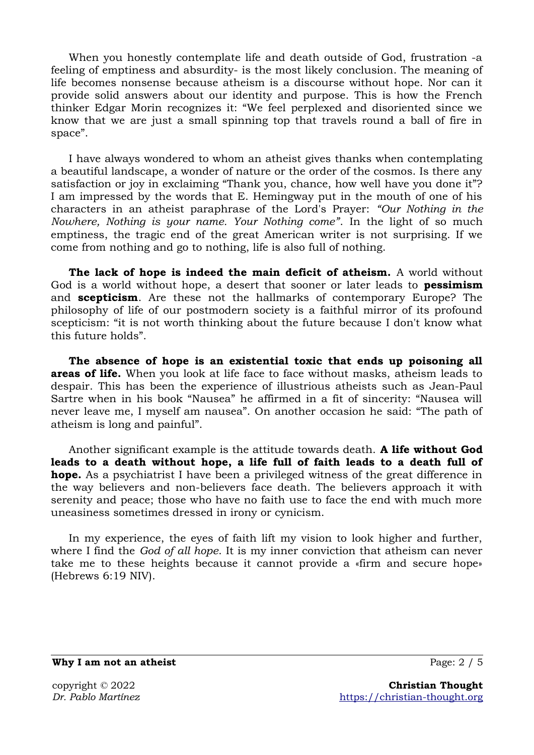When you honestly contemplate life and death outside of God, frustration -a feeling of emptiness and absurdity- is the most likely conclusion. The meaning of life becomes nonsense because atheism is a discourse without hope. Nor can it provide solid answers about our identity and purpose. This is how the French thinker Edgar Morin recognizes it: “We feel perplexed and disoriented since we know that we are just a small spinning top that travels round a ball of fire in space”.

I have always wondered to whom an atheist gives thanks when contemplating a beautiful landscape, a wonder of nature or the order of the cosmos. Is there any satisfaction or joy in exclaiming “Thank you, chance, how well have you done it”? I am impressed by the words that E. Hemingway put in the mouth of one of his characters in an atheist paraphrase of the Lord's Prayer: *“Our Nothing in the Nowhere, Nothing is your name. Your Nothing come”*. In the light of so much emptiness, the tragic end of the great American writer is not surprising. If we come from nothing and go to nothing, life is also full of nothing.

**The lack of hope is indeed the main deficit of atheism.** A world without God is a world without hope, a desert that sooner or later leads to **pessimism** and **scepticism**. Are these not the hallmarks of contemporary Europe? The philosophy of life of our postmodern society is a faithful mirror of its profound scepticism: “it is not worth thinking about the future because I don't know what this future holds”.

**The absence of hope is an existential toxic that ends up poisoning all areas of life.** When you look at life face to face without masks, atheism leads to despair. This has been the experience of illustrious atheists such as Jean-Paul Sartre when in his book “Nausea” he affirmed in a fit of sincerity: “Nausea will never leave me, I myself am nausea”. On another occasion he said: “The path of atheism is long and painful”.

Another significant example is the attitude towards death. **A life without God leads to a death without hope, a life full of faith leads to a death full of hope.** As a psychiatrist I have been a privileged witness of the great difference in the way believers and non-believers face death. The believers approach it with serenity and peace; those who have no faith use to face the end with much more uneasiness sometimes dressed in irony or cynicism.

In my experience, the eyes of faith lift my vision to look higher and further, where I find the *God of all hope*. It is my inner conviction that atheism can never take me to these heights because it cannot provide a «firm and secure hope» (Hebrews 6:19 NIV).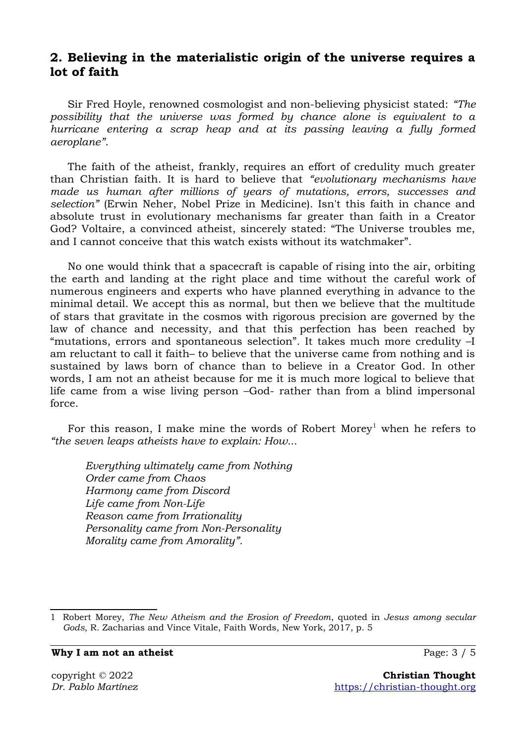## 2. Believing in the materialistic origin of the universe requires a lot of faith

Sir Fred Hoyle, renowned cosmologist and non-believing physicist stated: *"The possibility that the universe was formed by chance alone is equivalent to a hurricane entering a scrap heap and at its passing leaving a fully formed aeroplane"*.

The faith of the atheist, frankly, requires an effort of credulity much greater than Christian faith. It is hard to believe that *"evolutionary mechanisms have made us human after millions of years of mutations, errors, successes and selection"* (Erwin Neher, Nobel Prize in Medicine). Isn't this faith in chance and absolute trust in evolutionary mechanisms far greater than faith in a Creator God? Voltaire, a convinced atheist, sincerely stated: "The Universe troubles me, and I cannot conceive that this watch exists without its watchmaker".

No one would think that a spacecraft is capable of rising into the air, orbiting the earth and landing at the right place and time without the careful work of numerous engineers and experts who have planned everything in advance to the minimal detail. We accept this as normal, but then we believe that the multitude of stars that gravitate in the cosmos with rigorous precision are governed by the law of chance and necessity, and that this perfection has been reached by "mutations, errors and spontaneous selection". It takes much more credulity –I am reluctant to call it faith– to believe that the universe came from nothing and is sustained by laws born of chance than to believe in a Creator God. In other words, I am not an atheist because for me it is much more logical to believe that life came from a wise living person –God- rather than from a blind impersonal force.

For this reason, I make mine the words of Robert Morey[1] when he refers to *"the seven leaps atheists have to explain: How...*

> *Everything ultimately came from Nothing*
> *Order came from Chaos*
> *Harmony came from Discord*
> *Life came from Non-Life*
> *Reason came from Irrationality*
> *Personality came from Non-Personality*
> *Morality came from Amorality".*

---

1 Robert Morey, *The New Atheism and the Erosion of Freedom*, quoted in *Jesus among secular Gods*, R. Zacharias and Vince Vitale, Faith Words, New York, 2017, p. 5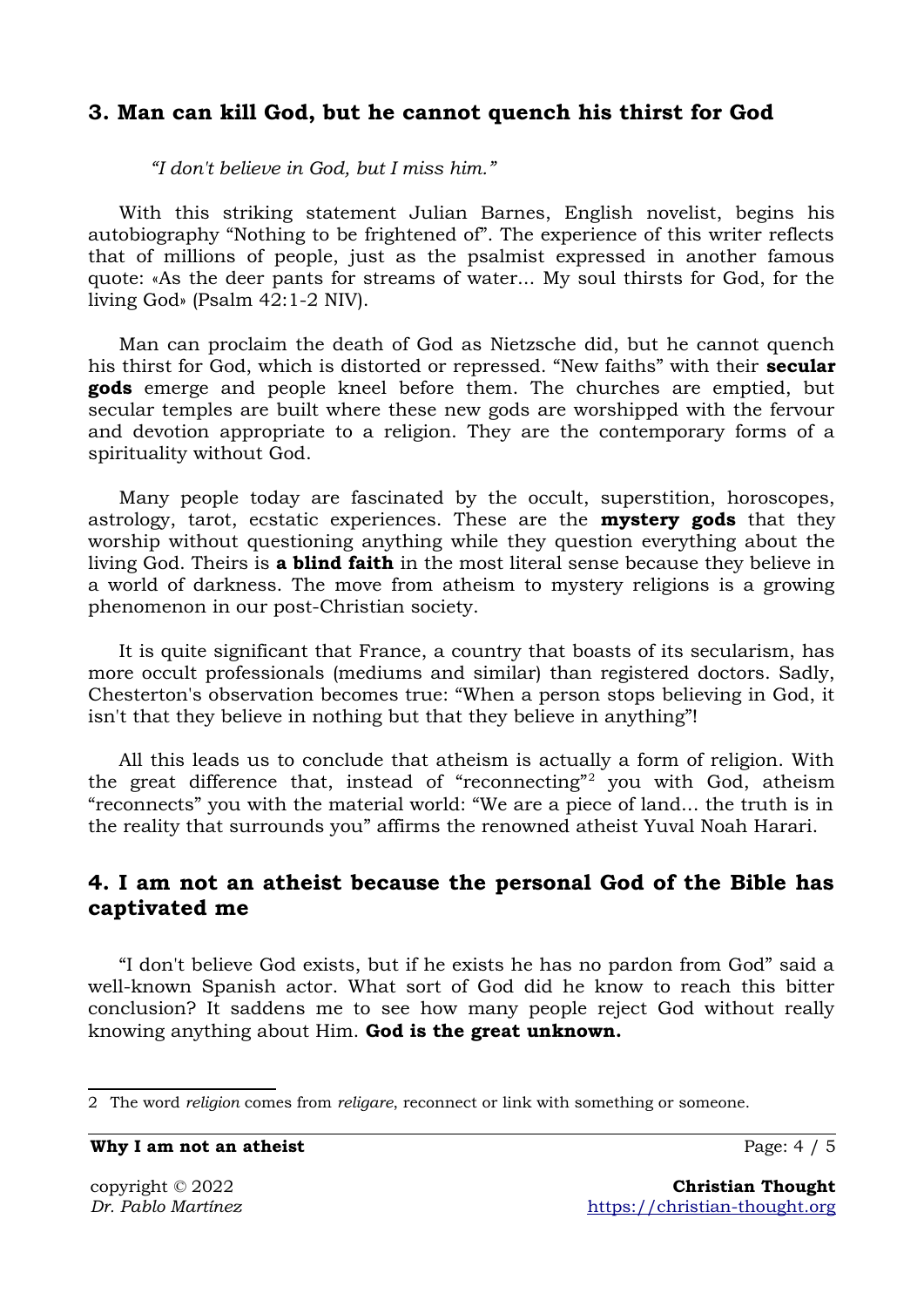## 3. Man can kill God, but he cannot quench his thirst for God

*"I don't believe in God, but I miss him."*

With this striking statement Julian Barnes, English novelist, begins his autobiography "Nothing to be frightened of". The experience of this writer reflects that of millions of people, just as the psalmist expressed in another famous quote: «As the deer pants for streams of water... My soul thirsts for God, for the living God» (Psalm 42:1-2 NIV).

Man can proclaim the death of God as Nietzsche did, but he cannot quench his thirst for God, which is distorted or repressed. "New faiths" with their **secular gods** emerge and people kneel before them. The churches are emptied, but secular temples are built where these new gods are worshipped with the fervour and devotion appropriate to a religion. They are the contemporary forms of a spirituality without God.

Many people today are fascinated by the occult, superstition, horoscopes, astrology, tarot, ecstatic experiences. These are the **mystery gods** that they worship without questioning anything while they question everything about the living God. Theirs is **a blind faith** in the most literal sense because they believe in a world of darkness. The move from atheism to mystery religions is a growing phenomenon in our post-Christian society.

It is quite significant that France, a country that boasts of its secularism, has more occult professionals (mediums and similar) than registered doctors. Sadly, Chesterton's observation becomes true: "When a person stops believing in God, it isn't that they believe in nothing but that they believe in anything"!

All this leads us to conclude that atheism is actually a form of religion. With the great difference that, instead of "reconnecting"[2] you with God, atheism "reconnects" you with the material world: "We are a piece of land... the truth is in the reality that surrounds you" affirms the renowned atheist Yuval Noah Harari.

## 4. I am not an atheist because the personal God of the Bible has captivated me

"I don't believe God exists, but if he exists he has no pardon from God" said a well-known Spanish actor. What sort of God did he know to reach this bitter conclusion? It saddens me to see how many people reject God without really knowing anything about Him. **God is the great unknown.**

---

2 The word *religion* comes from *religare*, reconnect or link with something or someone.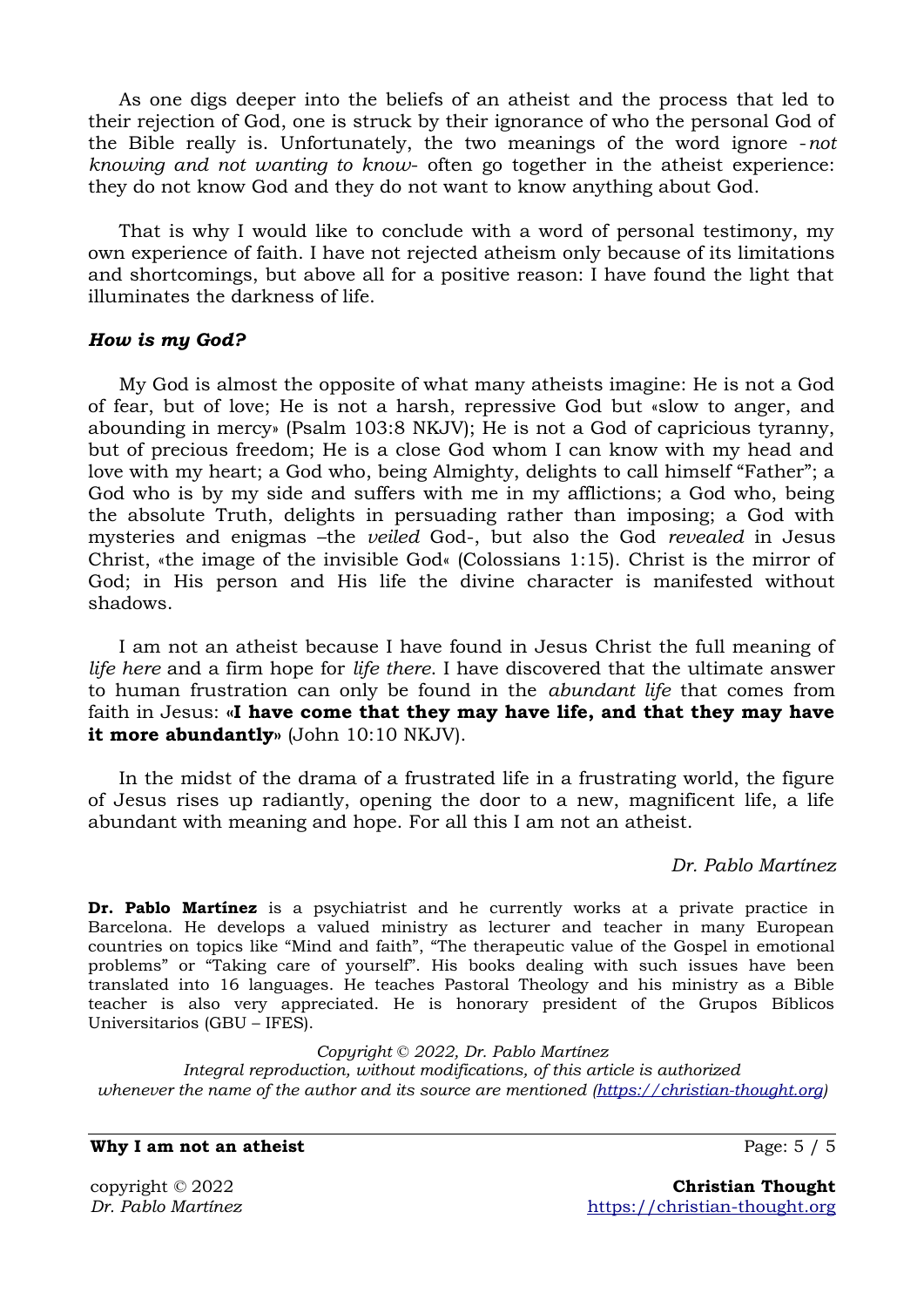As one digs deeper into the beliefs of an atheist and the process that led to their rejection of God, one is struck by their ignorance of who the personal God of the Bible really is. Unfortunately, the two meanings of the word ignore -*not knowing and not wanting to know*- often go together in the atheist experience: they do not know God and they do not want to know anything about God.

That is why I would like to conclude with a word of personal testimony, my own experience of faith. I have not rejected atheism only because of its limitations and shortcomings, but above all for a positive reason: I have found the light that illuminates the darkness of life.

### ***How is my God?***

My God is almost the opposite of what many atheists imagine: He is not a God of fear, but of love; He is not a harsh, repressive God but «slow to anger, and abounding in mercy» (Psalm 103:8 NKJV); He is not a God of capricious tyranny, but of precious freedom; He is a close God whom I can know with my head and love with my heart; a God who, being Almighty, delights to call himself "Father"; a God who is by my side and suffers with me in my afflictions; a God who, being the absolute Truth, delights in persuading rather than imposing; a God with mysteries and enigmas –the *veiled* God-, but also the God *revealed* in Jesus Christ, «the image of the invisible God« (Colossians 1:15). Christ is the mirror of God; in His person and His life the divine character is manifested without shadows.

I am not an atheist because I have found in Jesus Christ the full meaning of *life here* and a firm hope for *life there*. I have discovered that the ultimate answer to human frustration can only be found in the *abundant life* that comes from faith in Jesus: **«I have come that they may have life, and that they may have it more abundantly»** (John 10:10 NKJV).

In the midst of the drama of a frustrated life in a frustrating world, the figure of Jesus rises up radiantly, opening the door to a new, magnificent life, a life abundant with meaning and hope. For all this I am not an atheist.

*Dr. Pablo Martínez*

**Dr. Pablo Martínez** is a psychiatrist and he currently works at a private practice in Barcelona. He develops a valued ministry as lecturer and teacher in many European countries on topics like "Mind and faith", "The therapeutic value of the Gospel in emotional problems" or "Taking care of yourself". His books dealing with such issues have been translated into 16 languages. He teaches Pastoral Theology and his ministry as a Bible teacher is also very appreciated. He is honorary president of the Grupos Bíblicos Universitarios (GBU – IFES).

*Copyright © 2022, Dr. Pablo Martínez*
*Integral reproduction, without modifications, of this article is authorized whenever the name of the author and its source are mentioned (https://christian-thought.org)*